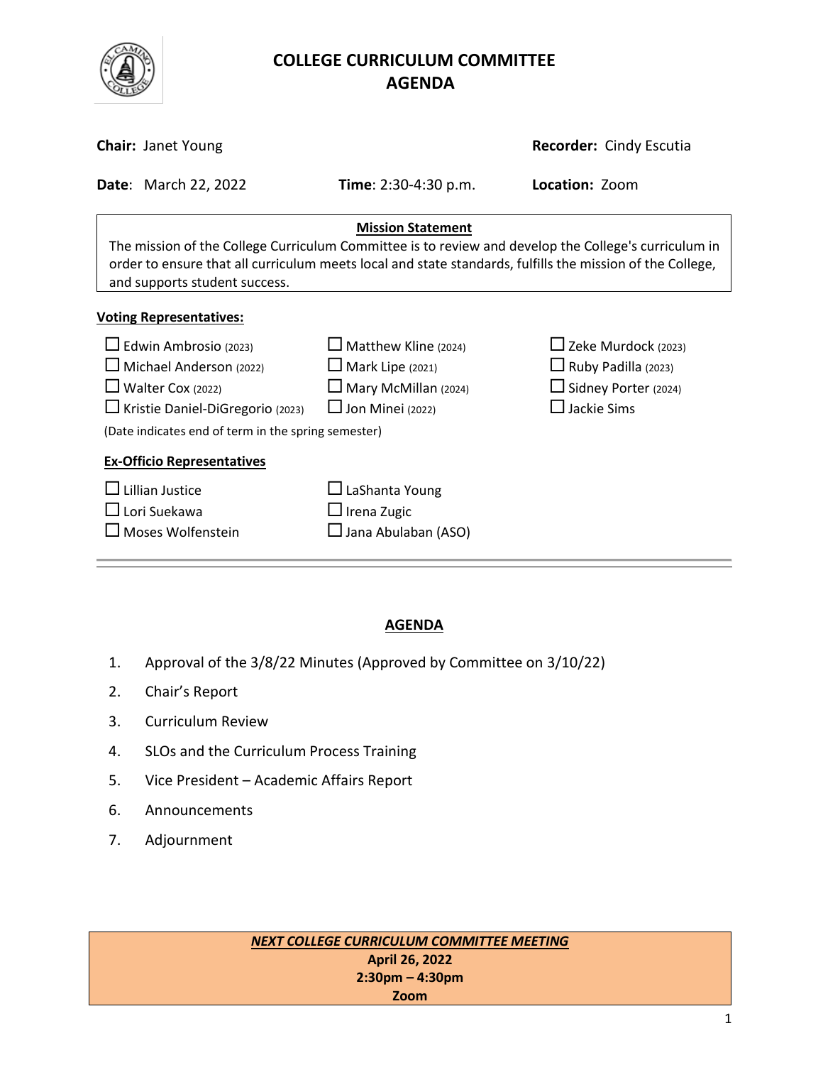# COLLEGE CURRICULUM COMMITTEE
# AGENDA

**Chair:** Janet Young **Recorder:** Cindy Escutia

**Date**: March 22, 2022 **Time**: 2:30-4:30 p.m. **Location:** Zoom

**Mission Statement**

The mission of the College Curriculum Committee is to review and develop the College's curriculum in order to ensure that all curriculum meets local and state standards, fulfills the mission of the College, and supports student success.

**Voting Representatives:**

- ☐ Edwin Ambrosio (2023)
- ☐ Michael Anderson (2022)
- ☐ Walter Cox (2022)
- ☐ Kristie Daniel-DiGregorio (2023)
- ☐ Matthew Kline (2024)
- ☐ Mark Lipe (2021)
- ☐ Mary McMillan (2024)
- ☐ Jon Minei (2022)
- ☐ Zeke Murdock (2023)
- ☐ Ruby Padilla (2023)
- ☐ Sidney Porter (2024)
- ☐ Jackie Sims

(Date indicates end of term in the spring semester)

**Ex-Officio Representatives**

- ☐ Lillian Justice
- ☐ Lori Suekawa
- ☐ Moses Wolfenstein
- ☐ LaShanta Young
- ☐ Irena Zugic
- ☐ Jana Abulaban (ASO)

---

## AGENDA

1. Approval of the 3/8/22 Minutes (Approved by Committee on 3/10/22)
2. Chair's Report
3. Curriculum Review
4. SLOs and the Curriculum Process Training
5. Vice President – Academic Affairs Report
6. Announcements
7. Adjournment

***NEXT COLLEGE CURRICULUM COMMITTEE MEETING***
**April 26, 2022**
**2:30pm – 4:30pm**
**Zoom**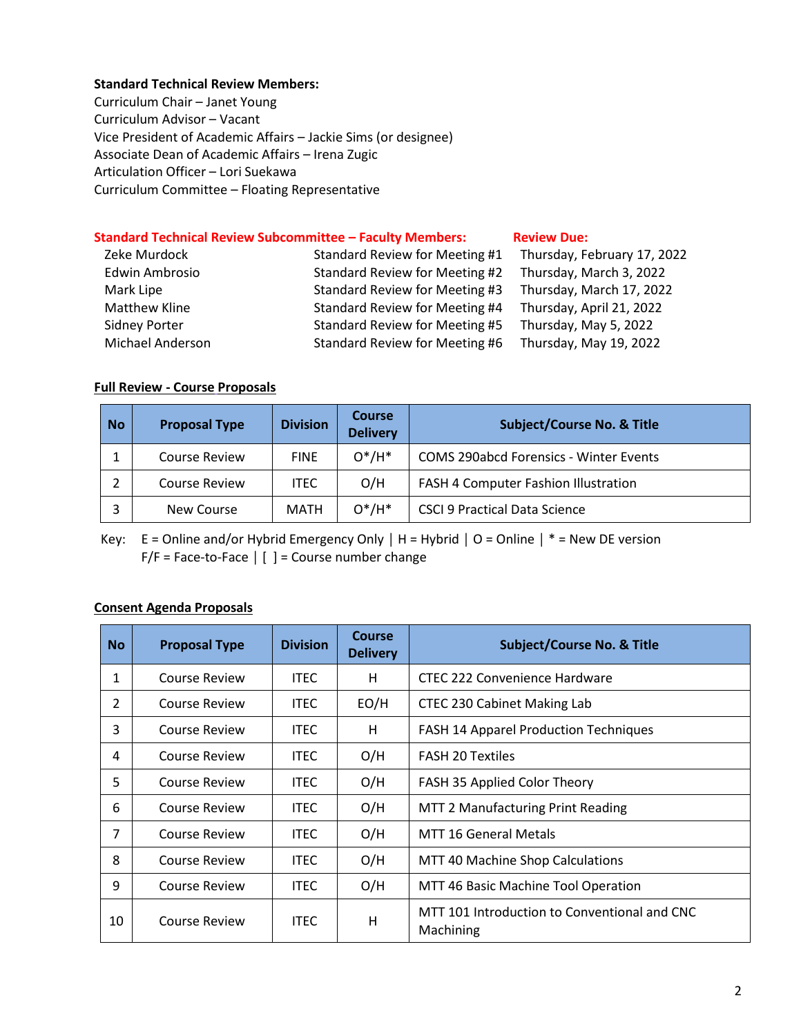**Standard Technical Review Members:**

Curriculum Chair – Janet Young
Curriculum Advisor – Vacant
Vice President of Academic Affairs – Jackie Sims (or designee)
Associate Dean of Academic Affairs – Irena Zugic
Articulation Officer – Lori Suekawa
Curriculum Committee – Floating Representative

| **Standard Technical Review Subcommittee – Faculty Members:** | | **Review Due:** |
|---|---|---|
| Zeke Murdock | Standard Review for Meeting #1 | Thursday, February 17, 2022 |
| Edwin Ambrosio | Standard Review for Meeting #2 | Thursday, March 3, 2022 |
| Mark Lipe | Standard Review for Meeting #3 | Thursday, March 17, 2022 |
| Matthew Kline | Standard Review for Meeting #4 | Thursday, April 21, 2022 |
| Sidney Porter | Standard Review for Meeting #5 | Thursday, May 5, 2022 |
| Michael Anderson | Standard Review for Meeting #6 | Thursday, May 19, 2022 |

**Full Review - Course Proposals**

| No | Proposal Type | Division | Course Delivery | Subject/Course No. & Title |
|---|---|---|---|---|
| 1 | Course Review | FINE | O*/H* | COMS 290abcd Forensics - Winter Events |
| 2 | Course Review | ITEC | O/H | FASH 4 Computer Fashion Illustration |
| 3 | New Course | MATH | O*/H* | CSCI 9 Practical Data Science |

Key: E = Online and/or Hybrid Emergency Only | H = Hybrid | O = Online | * = New DE version
F/F = Face-to-Face | [ ] = Course number change

**Consent Agenda Proposals**

| No | Proposal Type | Division | Course Delivery | Subject/Course No. & Title |
|---|---|---|---|---|
| 1 | Course Review | ITEC | H | CTEC 222 Convenience Hardware |
| 2 | Course Review | ITEC | EO/H | CTEC 230 Cabinet Making Lab |
| 3 | Course Review | ITEC | H | FASH 14 Apparel Production Techniques |
| 4 | Course Review | ITEC | O/H | FASH 20 Textiles |
| 5 | Course Review | ITEC | O/H | FASH 35 Applied Color Theory |
| 6 | Course Review | ITEC | O/H | MTT 2 Manufacturing Print Reading |
| 7 | Course Review | ITEC | O/H | MTT 16 General Metals |
| 8 | Course Review | ITEC | O/H | MTT 40 Machine Shop Calculations |
| 9 | Course Review | ITEC | O/H | MTT 46 Basic Machine Tool Operation |
| 10 | Course Review | ITEC | H | MTT 101 Introduction to Conventional and CNC Machining |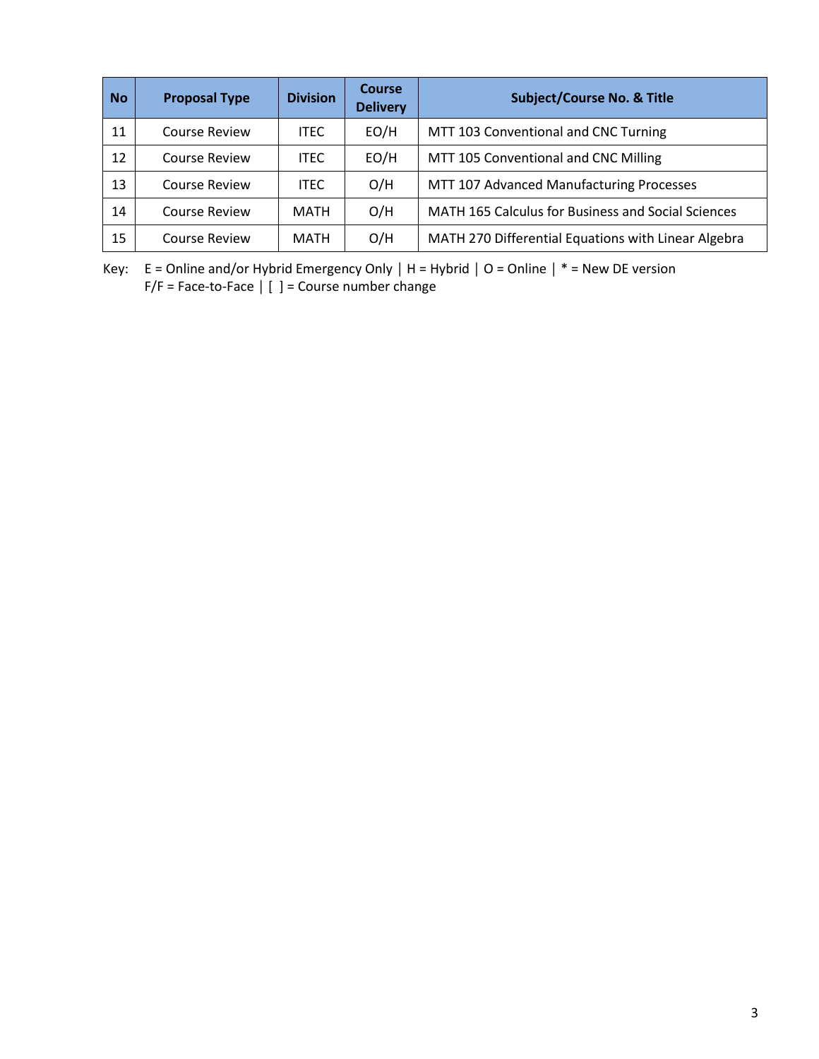| No | Proposal Type | Division | Course Delivery | Subject/Course No. & Title |
|---|---|---|---|---|
| 11 | Course Review | ITEC | EO/H | MTT 103 Conventional and CNC Turning |
| 12 | Course Review | ITEC | EO/H | MTT 105 Conventional and CNC Milling |
| 13 | Course Review | ITEC | O/H | MTT 107 Advanced Manufacturing Processes |
| 14 | Course Review | MATH | O/H | MATH 165 Calculus for Business and Social Sciences |
| 15 | Course Review | MATH | O/H | MATH 270 Differential Equations with Linear Algebra |

Key: E = Online and/or Hybrid Emergency Only | H = Hybrid | O = Online | * = New DE version
F/F = Face-to-Face | [ ] = Course number change